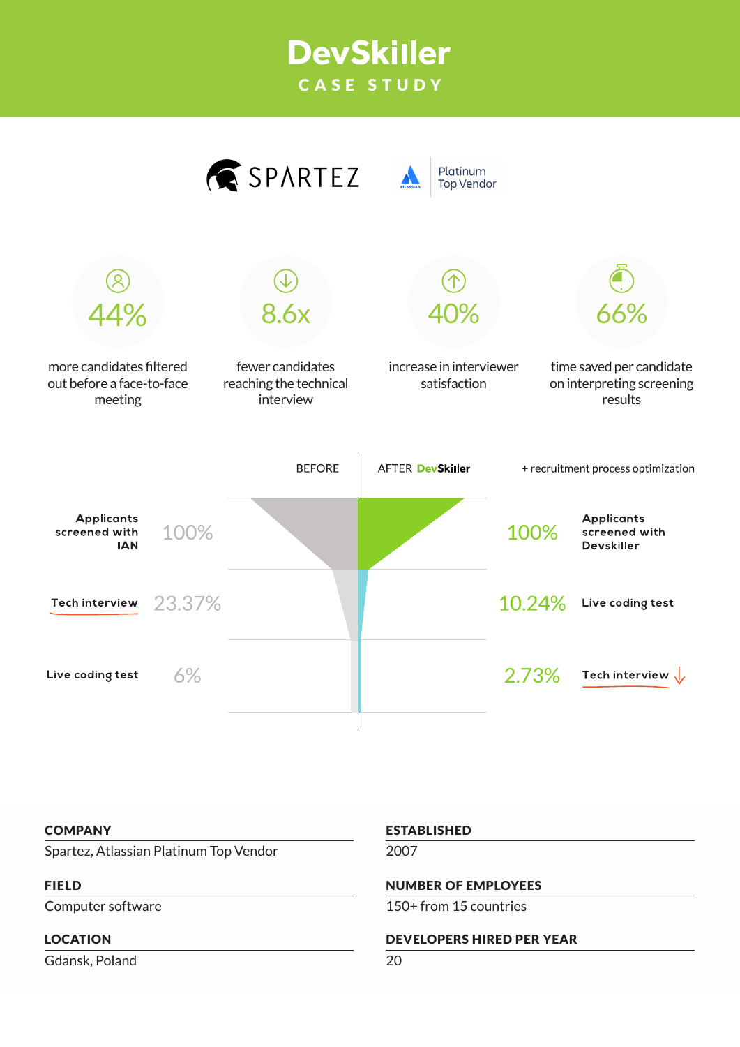# DevSkiller

## CASE STUDY

SPARTEZ

Platinum Top Vendor

**44%**
more candidates filtered out before a face-to-face meeting

**8.6x**
fewer candidates reaching the technical interview

**40%**
increase in interviewer satisfaction

**66%**
time saved per candidate on interpreting screening results

| BEFORE | | AFTER DevSkiller + recruitment process optimization | |
|---|---|---|---|
| Applicants screened with IAN | 100% | 100% | Applicants screened with Devskiller |
| Tech interview | 23.37% | 10.24% | Live coding test |
| Live coding test | 6% | 2.73% | Tech interview |

| | |
|---|---|
| **COMPANY** | **ESTABLISHED** |
| Spartez, Atlassian Platinum Top Vendor | 2007 |
| **FIELD** | **NUMBER OF EMPLOYEES** |
| Computer software | 150+ from 15 countries |
| **LOCATION** | **DEVELOPERS HIRED PER YEAR** |
| Gdansk, Poland | 20 |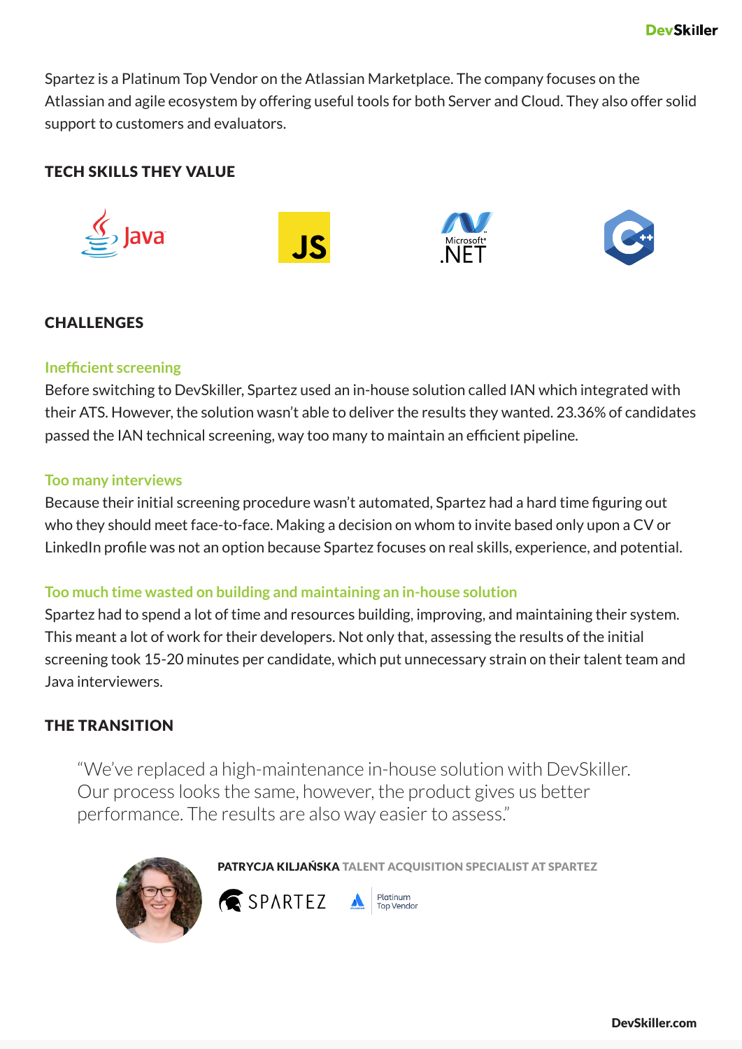Spartez is a Platinum Top Vendor on the Atlassian Marketplace. The company focuses on the Atlassian and agile ecosystem by offering useful tools for both Server and Cloud. They also offer solid support to customers and evaluators.

## TECH SKILLS THEY VALUE

Java, JS, Microsoft .NET, C++

## CHALLENGES

### Inefficient screening

Before switching to DevSkiller, Spartez used an in-house solution called IAN which integrated with their ATS. However, the solution wasn't able to deliver the results they wanted. 23.36% of candidates passed the IAN technical screening, way too many to maintain an efficient pipeline.

### Too many interviews

Because their initial screening procedure wasn't automated, Spartez had a hard time figuring out who they should meet face-to-face. Making a decision on whom to invite based only upon a CV or LinkedIn profile was not an option because Spartez focuses on real skills, experience, and potential.

### Too much time wasted on building and maintaining an in-house solution

Spartez had to spend a lot of time and resources building, improving, and maintaining their system. This meant a lot of work for their developers. Not only that, assessing the results of the initial screening took 15-20 minutes per candidate, which put unnecessary strain on their talent team and Java interviewers.

## THE TRANSITION

> "We've replaced a high-maintenance in-house solution with DevSkiller. Our process looks the same, however, the product gives us better performance. The results are also way easier to assess."

**PATRYCJA KILJAŃSKA** TALENT ACQUISITION SPECIALIST AT SPARTEZ

SPARTEZ — Platinum Top Vendor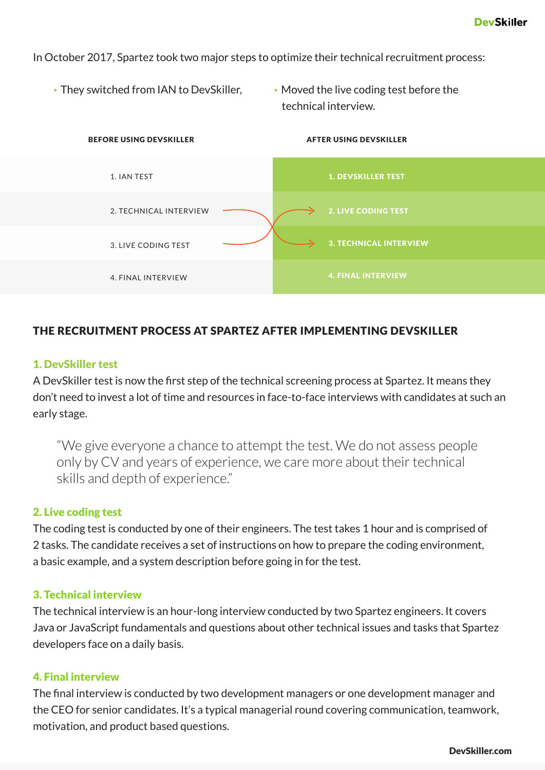In October 2017, Spartez took two major steps to optimize their technical recruitment process:

- They switched from IAN to DevSkiller,
- Moved the live coding test before the technical interview.

| BEFORE USING DEVSKILLER | AFTER USING DEVSKILLER |
| --- | --- |
| 1. IAN TEST | 1. DEVSKILLER TEST |
| 2. TECHNICAL INTERVIEW | 2. LIVE CODING TEST |
| 3. LIVE CODING TEST | 3. TECHNICAL INTERVIEW |
| 4. FINAL INTERVIEW | 4. FINAL INTERVIEW |

## THE RECRUITMENT PROCESS AT SPARTEZ AFTER IMPLEMENTING DEVSKILLER

### 1. DevSkiller test

A DevSkiller test is now the first step of the technical screening process at Spartez. It means they don't need to invest a lot of time and resources in face-to-face interviews with candidates at such an early stage.

> "We give everyone a chance to attempt the test. We do not assess people only by CV and years of experience, we care more about their technical skills and depth of experience."

### 2. Live coding test

The coding test is conducted by one of their engineers. The test takes 1 hour and is comprised of 2 tasks. The candidate receives a set of instructions on how to prepare the coding environment, a basic example, and a system description before going in for the test.

### 3. Technical interview

The technical interview is an hour-long interview conducted by two Spartez engineers. It covers Java or JavaScript fundamentals and questions about other technical issues and tasks that Spartez developers face on a daily basis.

### 4. Final interview

The final interview is conducted by two development managers or one development manager and the CEO for senior candidates. It's a typical managerial round covering communication, teamwork, motivation, and product based questions.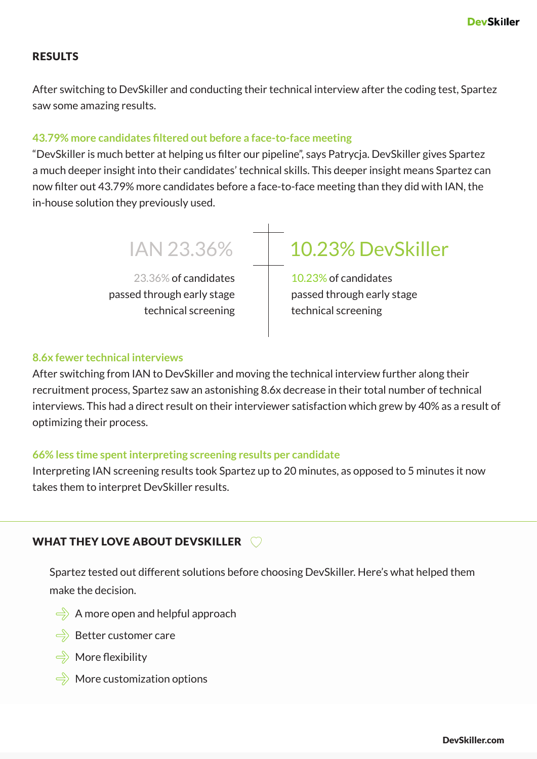## RESULTS

After switching to DevSkiller and conducting their technical interview after the coding test, Spartez saw some amazing results.

### 43.79% more candidates filtered out before a face-to-face meeting

"DevSkiller is much better at helping us filter our pipeline", says Patrycja. DevSkiller gives Spartez a much deeper insight into their candidates' technical skills. This deeper insight means Spartez can now filter out 43.79% more candidates before a face-to-face meeting than they did with IAN, the in-house solution they previously used.

IAN 23.36%

23.36% of candidates passed through early stage technical screening

10.23% DevSkiller

10.23% of candidates passed through early stage technical screening

### 8.6x fewer technical interviews

After switching from IAN to DevSkiller and moving the technical interview further along their recruitment process, Spartez saw an astonishing 8.6x decrease in their total number of technical interviews. This had a direct result on their interviewer satisfaction which grew by 40% as a result of optimizing their process.

### 66% less time spent interpreting screening results per candidate

Interpreting IAN screening results took Spartez up to 20 minutes, as opposed to 5 minutes it now takes them to interpret DevSkiller results.

## WHAT THEY LOVE ABOUT DEVSKILLER

Spartez tested out different solutions before choosing DevSkiller. Here's what helped them make the decision.

- A more open and helpful approach
- Better customer care
- More flexibility
- More customization options

DevSkiller.com